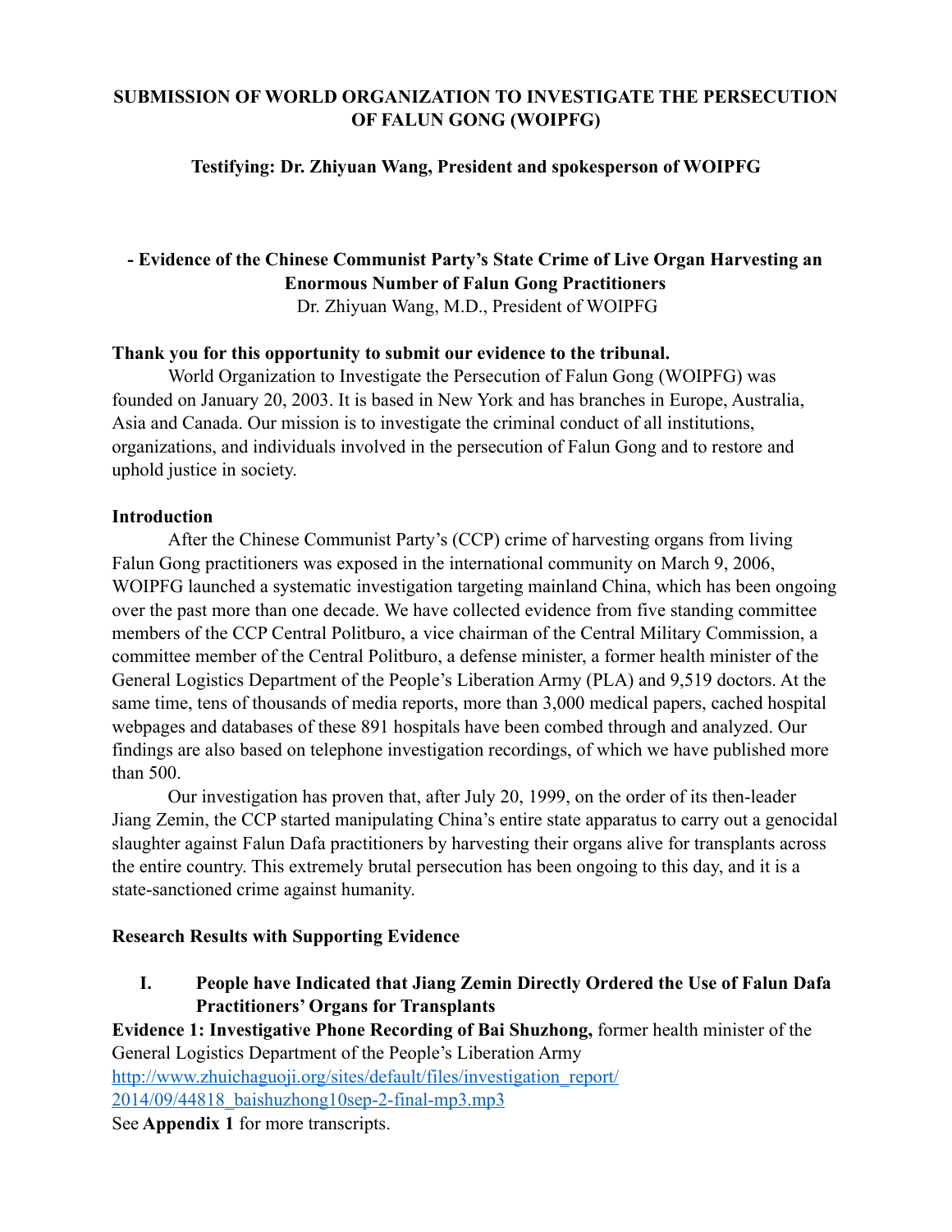# SUBMISSION OF WORLD ORGANIZATION TO INVESTIGATE THE PERSECUTION OF FALUN GONG (WOIPFG)

**Testifying: Dr. Zhiyuan Wang, President and spokesperson of WOIPFG**

## - Evidence of the Chinese Communist Party's State Crime of Live Organ Harvesting an Enormous Number of Falun Gong Practitioners

Dr. Zhiyuan Wang, M.D., President of WOIPFG

**Thank you for this opportunity to submit our evidence to the tribunal.**

World Organization to Investigate the Persecution of Falun Gong (WOIPFG) was founded on January 20, 2003. It is based in New York and has branches in Europe, Australia, Asia and Canada. Our mission is to investigate the criminal conduct of all institutions, organizations, and individuals involved in the persecution of Falun Gong and to restore and uphold justice in society.

**Introduction**

After the Chinese Communist Party's (CCP) crime of harvesting organs from living Falun Gong practitioners was exposed in the international community on March 9, 2006, WOIPFG launched a systematic investigation targeting mainland China, which has been ongoing over the past more than one decade. We have collected evidence from five standing committee members of the CCP Central Politburo, a vice chairman of the Central Military Commission, a committee member of the Central Politburo, a defense minister, a former health minister of the General Logistics Department of the People's Liberation Army (PLA) and 9,519 doctors. At the same time, tens of thousands of media reports, more than 3,000 medical papers, cached hospital webpages and databases of these 891 hospitals have been combed through and analyzed. Our findings are also based on telephone investigation recordings, of which we have published more than 500.

Our investigation has proven that, after July 20, 1999, on the order of its then-leader Jiang Zemin, the CCP started manipulating China's entire state apparatus to carry out a genocidal slaughter against Falun Dafa practitioners by harvesting their organs alive for transplants across the entire country. This extremely brutal persecution has been ongoing to this day, and it is a state-sanctioned crime against humanity.

**Research Results with Supporting Evidence**

**I. People have Indicated that Jiang Zemin Directly Ordered the Use of Falun Dafa Practitioners' Organs for Transplants**

**Evidence 1: Investigative Phone Recording of Bai Shuzhong,** former health minister of the General Logistics Department of the People's Liberation Army

http://www.zhuichaguoji.org/sites/default/files/investigation_report/2014/09/44818_baishuzhong10sep-2-final-mp3.mp3

See **Appendix 1** for more transcripts.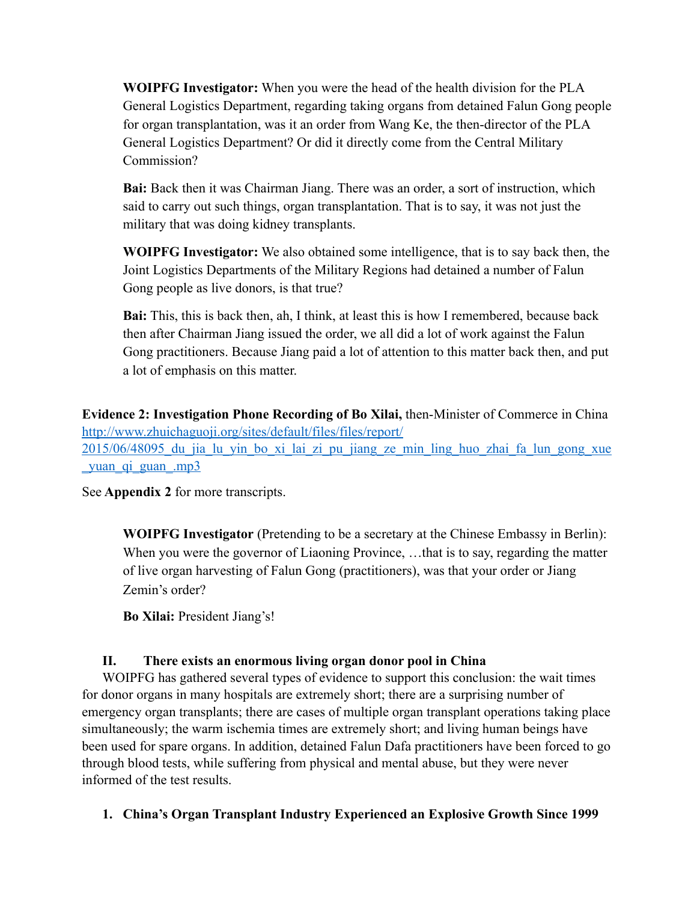> **WOIPFG Investigator:** When you were the head of the health division for the PLA General Logistics Department, regarding taking organs from detained Falun Gong people for organ transplantation, was it an order from Wang Ke, the then-director of the PLA General Logistics Department? Or did it directly come from the Central Military Commission?
>
> **Bai:** Back then it was Chairman Jiang. There was an order, a sort of instruction, which said to carry out such things, organ transplantation. That is to say, it was not just the military that was doing kidney transplants.
>
> **WOIPFG Investigator:** We also obtained some intelligence, that is to say back then, the Joint Logistics Departments of the Military Regions had detained a number of Falun Gong people as live donors, is that true?
>
> **Bai:** This, this is back then, ah, I think, at least this is how I remembered, because back then after Chairman Jiang issued the order, we all did a lot of work against the Falun Gong practitioners. Because Jiang paid a lot of attention to this matter back then, and put a lot of emphasis on this matter.

**Evidence 2: Investigation Phone Recording of Bo Xilai,** then-Minister of Commerce in China
http://www.zhuichaguoji.org/sites/default/files/files/report/2015/06/48095_du_jia_lu_yin_bo_xi_lai_zi_pu_jiang_ze_min_ling_huo_zhai_fa_lun_gong_xue_yuan_qi_guan_.mp3

See **Appendix 2** for more transcripts.

> **WOIPFG Investigator** (Pretending to be a secretary at the Chinese Embassy in Berlin): When you were the governor of Liaoning Province, …that is to say, regarding the matter of live organ harvesting of Falun Gong (practitioners), was that your order or Jiang Zemin's order?
>
> **Bo Xilai:** President Jiang's!

## II. There exists an enormous living organ donor pool in China

WOIPFG has gathered several types of evidence to support this conclusion: the wait times for donor organs in many hospitals are extremely short; there are a surprising number of emergency organ transplants; there are cases of multiple organ transplant operations taking place simultaneously; the warm ischemia times are extremely short; and living human beings have been used for spare organs. In addition, detained Falun Dafa practitioners have been forced to go through blood tests, while suffering from physical and mental abuse, but they were never informed of the test results.

### 1. China's Organ Transplant Industry Experienced an Explosive Growth Since 1999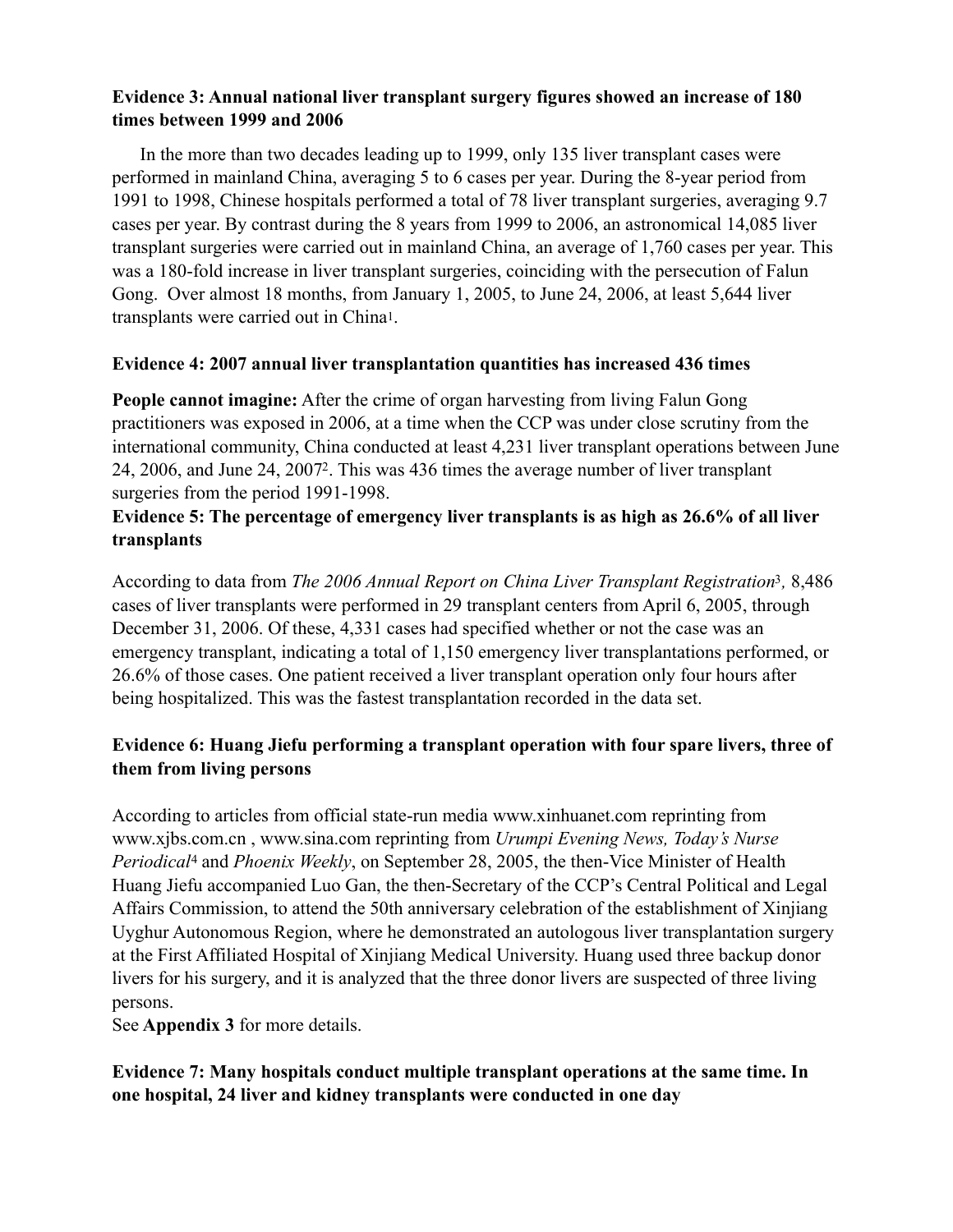**Evidence 3: Annual national liver transplant surgery figures showed an increase of 180 times between 1999 and 2006**

In the more than two decades leading up to 1999, only 135 liver transplant cases were performed in mainland China, averaging 5 to 6 cases per year. During the 8-year period from 1991 to 1998, Chinese hospitals performed a total of 78 liver transplant surgeries, averaging 9.7 cases per year. By contrast during the 8 years from 1999 to 2006, an astronomical 14,085 liver transplant surgeries were carried out in mainland China, an average of 1,760 cases per year. This was a 180-fold increase in liver transplant surgeries, coinciding with the persecution of Falun Gong. Over almost 18 months, from January 1, 2005, to June 24, 2006, at least 5,644 liver transplants were carried out in China[1].

**Evidence 4: 2007 annual liver transplantation quantities has increased 436 times**

**People cannot imagine:** After the crime of organ harvesting from living Falun Gong practitioners was exposed in 2006, at a time when the CCP was under close scrutiny from the international community, China conducted at least 4,231 liver transplant operations between June 24, 2006, and June 24, 2007[2]. This was 436 times the average number of liver transplant surgeries from the period 1991-1998.

**Evidence 5: The percentage of emergency liver transplants is as high as 26.6% of all liver transplants**

According to data from *The 2006 Annual Report on China Liver Transplant Registration*[3], 8,486 cases of liver transplants were performed in 29 transplant centers from April 6, 2005, through December 31, 2006. Of these, 4,331 cases had specified whether or not the case was an emergency transplant, indicating a total of 1,150 emergency liver transplantations performed, or 26.6% of those cases. One patient received a liver transplant operation only four hours after being hospitalized. This was the fastest transplantation recorded in the data set.

**Evidence 6: Huang Jiefu performing a transplant operation with four spare livers, three of them from living persons**

According to articles from official state-run media www.xinhuanet.com reprinting from www.xjbs.com.cn , www.sina.com reprinting from *Urumpi Evening News, Today's Nurse Periodical*[4] and *Phoenix Weekly*, on September 28, 2005, the then-Vice Minister of Health Huang Jiefu accompanied Luo Gan, the then-Secretary of the CCP's Central Political and Legal Affairs Commission, to attend the 50th anniversary celebration of the establishment of Xinjiang Uyghur Autonomous Region, where he demonstrated an autologous liver transplantation surgery at the First Affiliated Hospital of Xinjiang Medical University. Huang used three backup donor livers for his surgery, and it is analyzed that the three donor livers are suspected of three living persons.

See **Appendix 3** for more details.

**Evidence 7: Many hospitals conduct multiple transplant operations at the same time. In one hospital, 24 liver and kidney transplants were conducted in one day**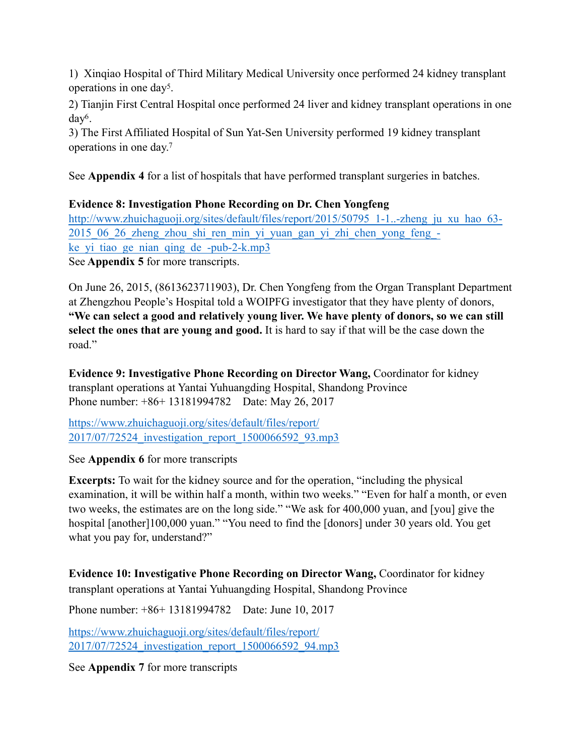1) Xinqiao Hospital of Third Military Medical University once performed 24 kidney transplant operations in one day[5].

2) Tianjin First Central Hospital once performed 24 liver and kidney transplant operations in one day[6].

3) The First Affiliated Hospital of Sun Yat-Sen University performed 19 kidney transplant operations in one day.[7]

See **Appendix 4** for a list of hospitals that have performed transplant surgeries in batches.

**Evidence 8: Investigation Phone Recording on Dr. Chen Yongfeng**

http://www.zhuichaguoji.org/sites/default/files/report/2015/50795_1-1..-zheng_ju_xu_hao_63-2015_06_26_zheng_zhou_shi_ren_min_yi_yuan_gan_yi_zhi_chen_yong_feng_-ke_yi_tiao_ge_nian_qing_de_-pub-2-k.mp3

See **Appendix 5** for more transcripts.

On June 26, 2015, (8613623711903), Dr. Chen Yongfeng from the Organ Transplant Department at Zhengzhou People's Hospital told a WOIPFG investigator that they have plenty of donors, **"We can select a good and relatively young liver. We have plenty of donors, so we can still select the ones that are young and good.** It is hard to say if that will be the case down the road."

**Evidence 9: Investigative Phone Recording on Director Wang,** Coordinator for kidney transplant operations at Yantai Yuhuangding Hospital, Shandong Province

Phone number: +86+ 13181994782    Date: May 26, 2017

https://www.zhuichaguoji.org/sites/default/files/report/2017/07/72524_investigation_report_1500066592_93.mp3

See **Appendix 6** for more transcripts

**Excerpts:** To wait for the kidney source and for the operation, "including the physical examination, it will be within half a month, within two weeks." "Even for half a month, or even two weeks, the estimates are on the long side." "We ask for 400,000 yuan, and [you] give the hospital [another]100,000 yuan." "You need to find the [donors] under 30 years old. You get what you pay for, understand?"

**Evidence 10: Investigative Phone Recording on Director Wang,** Coordinator for kidney transplant operations at Yantai Yuhuangding Hospital, Shandong Province

Phone number: +86+ 13181994782    Date: June 10, 2017

https://www.zhuichaguoji.org/sites/default/files/report/2017/07/72524_investigation_report_1500066592_94.mp3

See **Appendix 7** for more transcripts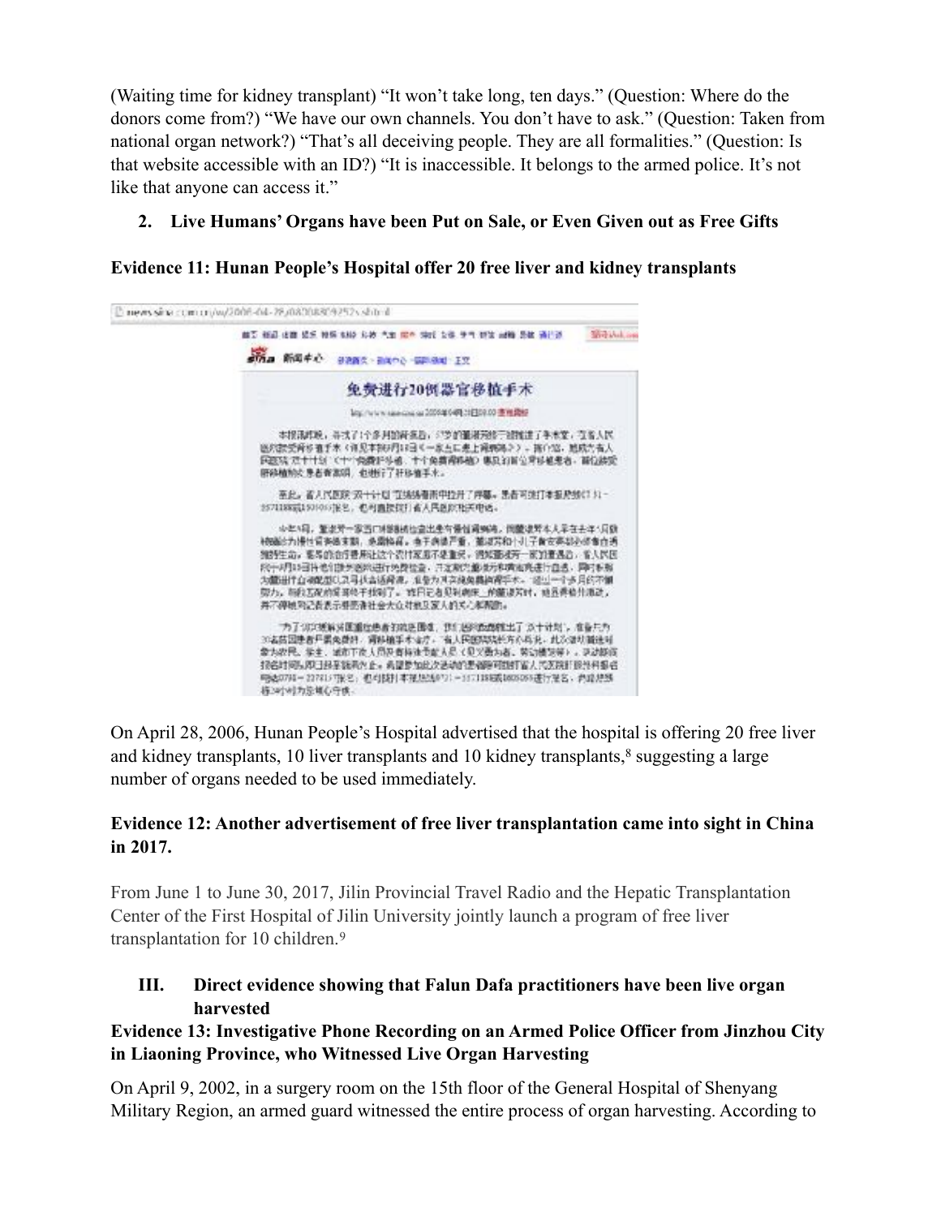(Waiting time for kidney transplant) "It won't take long, ten days." (Question: Where do the donors come from?) "We have our own channels. You don't have to ask." (Question: Taken from national organ network?) "That's all deceiving people. They are all formalities." (Question: Is that website accessible with an ID?) "It is inaccessible. It belongs to the armed police. It's not like that anyone can access it."

2. **Live Humans' Organs have been Put on Sale, or Even Given out as Free Gifts**

**Evidence 11: Hunan People's Hospital offer 20 free liver and kidney transplants**

On April 28, 2006, Hunan People's Hospital advertised that the hospital is offering 20 free liver and kidney transplants, 10 liver transplants and 10 kidney transplants,[8] suggesting a large number of organs needed to be used immediately.

**Evidence 12: Another advertisement of free liver transplantation came into sight in China in 2017.**

From June 1 to June 30, 2017, Jilin Provincial Travel Radio and the Hepatic Transplantation Center of the First Hospital of Jilin University jointly launch a program of free liver transplantation for 10 children.[9]

## III. Direct evidence showing that Falun Dafa practitioners have been live organ harvested

**Evidence 13: Investigative Phone Recording on an Armed Police Officer from Jinzhou City in Liaoning Province, who Witnessed Live Organ Harvesting**

On April 9, 2002, in a surgery room on the 15th floor of the General Hospital of Shenyang Military Region, an armed guard witnessed the entire process of organ harvesting. According to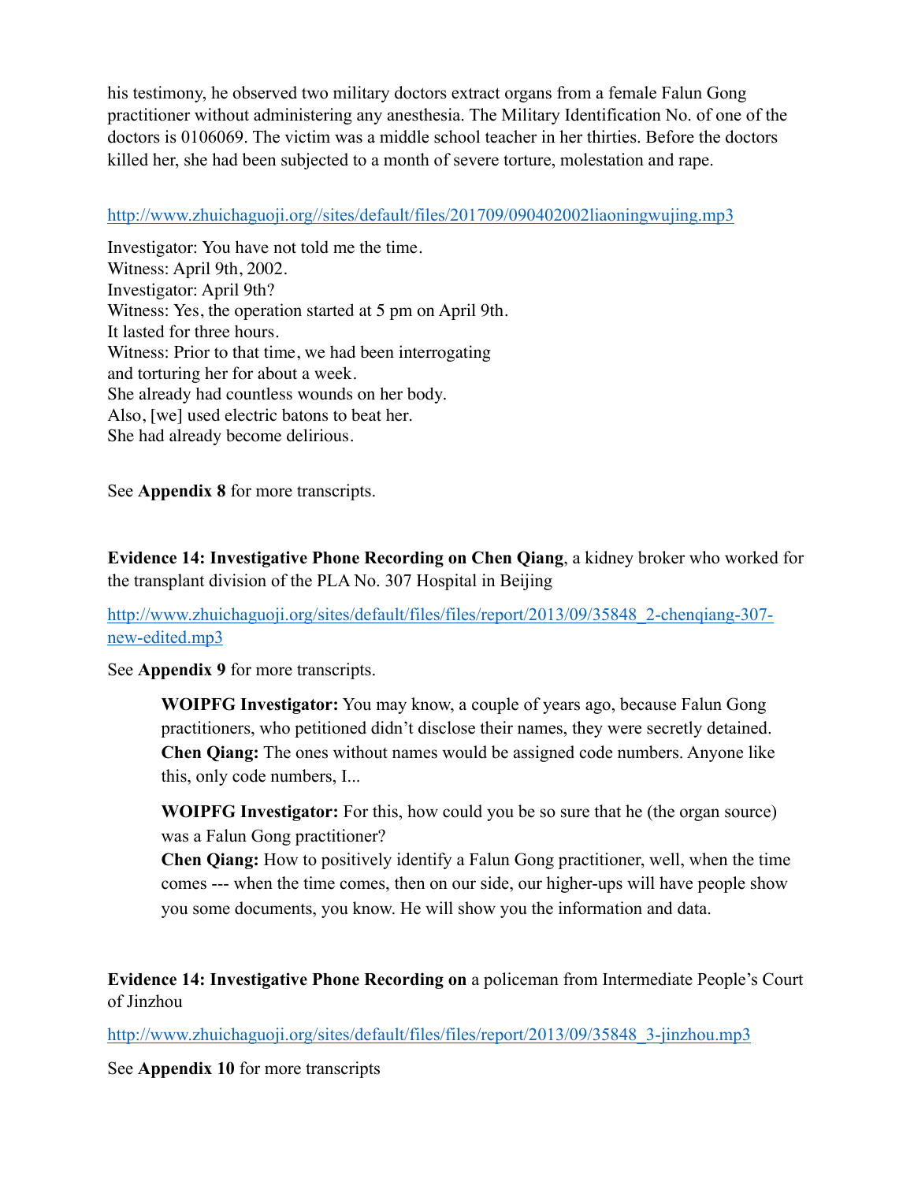his testimony, he observed two military doctors extract organs from a female Falun Gong practitioner without administering any anesthesia. The Military Identification No. of one of the doctors is 0106069. The victim was a middle school teacher in her thirties. Before the doctors killed her, she had been subjected to a month of severe torture, molestation and rape.

http://www.zhuichaguoji.org//sites/default/files/201709/090402002liaoningwujing.mp3

Investigator: You have not told me the time.
Witness: April 9th, 2002.
Investigator: April 9th?
Witness: Yes, the operation started at 5 pm on April 9th.
It lasted for three hours.
Witness: Prior to that time, we had been interrogating
and torturing her for about a week.
She already had countless wounds on her body.
Also, [we] used electric batons to beat her.
She had already become delirious.

See **Appendix 8** for more transcripts.

**Evidence 14: Investigative Phone Recording on Chen Qiang**, a kidney broker who worked for the transplant division of the PLA No. 307 Hospital in Beijing

http://www.zhuichaguoji.org/sites/default/files/files/report/2013/09/35848_2-chenqiang-307-new-edited.mp3

See **Appendix 9** for more transcripts.

> **WOIPFG Investigator:** You may know, a couple of years ago, because Falun Gong practitioners, who petitioned didn't disclose their names, they were secretly detained.
> **Chen Qiang:** The ones without names would be assigned code numbers. Anyone like this, only code numbers, I...
>
> **WOIPFG Investigator:** For this, how could you be so sure that he (the organ source) was a Falun Gong practitioner?
> **Chen Qiang:** How to positively identify a Falun Gong practitioner, well, when the time comes --- when the time comes, then on our side, our higher-ups will have people show you some documents, you know. He will show you the information and data.

**Evidence 14: Investigative Phone Recording on** a policeman from Intermediate People's Court of Jinzhou

http://www.zhuichaguoji.org/sites/default/files/files/report/2013/09/35848_3-jinzhou.mp3

See **Appendix 10** for more transcripts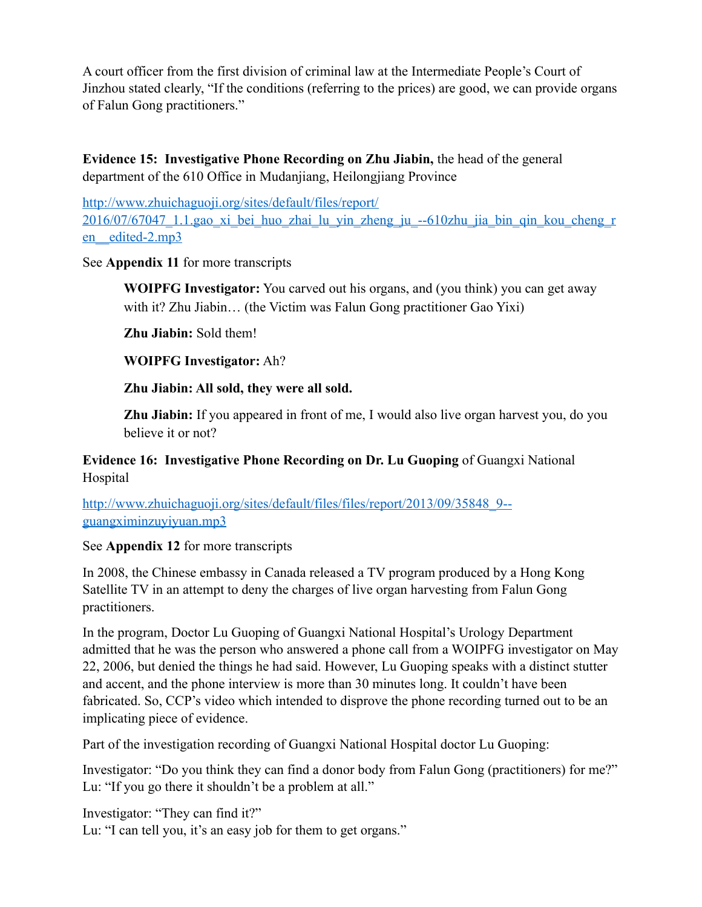A court officer from the first division of criminal law at the Intermediate People's Court of Jinzhou stated clearly, "If the conditions (referring to the prices) are good, we can provide organs of Falun Gong practitioners."

**Evidence 15: Investigative Phone Recording on Zhu Jiabin,** the head of the general department of the 610 Office in Mudanjiang, Heilongjiang Province

[http://www.zhuichaguoji.org/sites/default/files/report/2016/07/67047_1.1.gao_xi_bei_huo_zhai_lu_yin_zheng_ju_--610zhu_jia_bin_qin_kou_cheng_ren__edited-2.mp3](http://www.zhuichaguoji.org/sites/default/files/report/2016/07/67047_1.1.gao_xi_bei_huo_zhai_lu_yin_zheng_ju_--610zhu_jia_bin_qin_kou_cheng_ren__edited-2.mp3)

See **Appendix 11** for more transcripts

> **WOIPFG Investigator:** You carved out his organs, and (you think) you can get away with it? Zhu Jiabin… (the Victim was Falun Gong practitioner Gao Yixi)
>
> **Zhu Jiabin:** Sold them!
>
> **WOIPFG Investigator:** Ah?
>
> **Zhu Jiabin: All sold, they were all sold.**
>
> **Zhu Jiabin:** If you appeared in front of me, I would also live organ harvest you, do you believe it or not?

**Evidence 16: Investigative Phone Recording on Dr. Lu Guoping** of Guangxi National Hospital

[http://www.zhuichaguoji.org/sites/default/files/files/report/2013/09/35848_9--guangximinzuyiyuan.mp3](http://www.zhuichaguoji.org/sites/default/files/files/report/2013/09/35848_9--guangximinzuyiyuan.mp3)

See **Appendix 12** for more transcripts

In 2008, the Chinese embassy in Canada released a TV program produced by a Hong Kong Satellite TV in an attempt to deny the charges of live organ harvesting from Falun Gong practitioners.

In the program, Doctor Lu Guoping of Guangxi National Hospital's Urology Department admitted that he was the person who answered a phone call from a WOIPFG investigator on May 22, 2006, but denied the things he had said. However, Lu Guoping speaks with a distinct stutter and accent, and the phone interview is more than 30 minutes long. It couldn't have been fabricated. So, CCP's video which intended to disprove the phone recording turned out to be an implicating piece of evidence.

Part of the investigation recording of Guangxi National Hospital doctor Lu Guoping:

Investigator: "Do you think they can find a donor body from Falun Gong (practitioners) for me?"
Lu: "If you go there it shouldn't be a problem at all."

Investigator: "They can find it?"
Lu: "I can tell you, it's an easy job for them to get organs."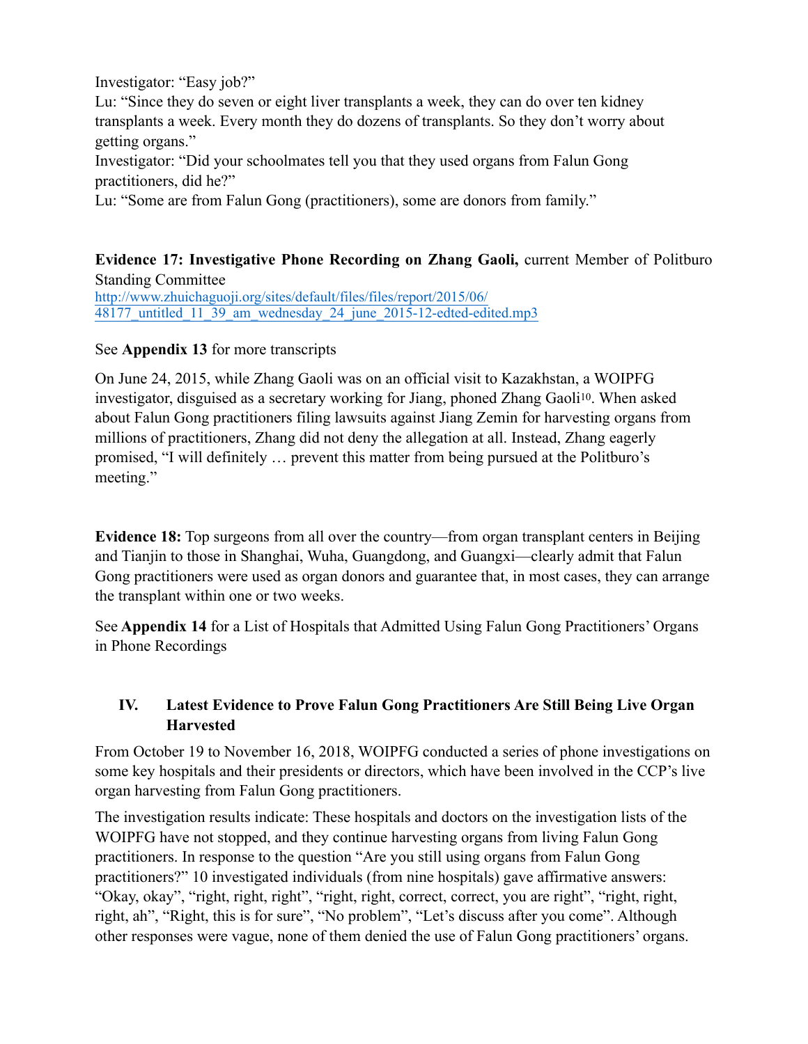Investigator: "Easy job?"
Lu: "Since they do seven or eight liver transplants a week, they can do over ten kidney transplants a week. Every month they do dozens of transplants. So they don't worry about getting organs."
Investigator: "Did your schoolmates tell you that they used organs from Falun Gong practitioners, did he?"
Lu: "Some are from Falun Gong (practitioners), some are donors from family."

**Evidence 17: Investigative Phone Recording on Zhang Gaoli,** current Member of Politburo Standing Committee
[http://www.zhuichaguoji.org/sites/default/files/files/report/2015/06/48177_untitled_11_39_am_wednesday_24_june_2015-12-edted-edited.mp3](http://www.zhuichaguoji.org/sites/default/files/files/report/2015/06/48177_untitled_11_39_am_wednesday_24_june_2015-12-edted-edited.mp3)

See **Appendix 13** for more transcripts

On June 24, 2015, while Zhang Gaoli was on an official visit to Kazakhstan, a WOIPFG investigator, disguised as a secretary working for Jiang, phoned Zhang Gaoli[10]. When asked about Falun Gong practitioners filing lawsuits against Jiang Zemin for harvesting organs from millions of practitioners, Zhang did not deny the allegation at all. Instead, Zhang eagerly promised, "I will definitely … prevent this matter from being pursued at the Politburo's meeting."

**Evidence 18:** Top surgeons from all over the country—from organ transplant centers in Beijing and Tianjin to those in Shanghai, Wuha, Guangdong, and Guangxi—clearly admit that Falun Gong practitioners were used as organ donors and guarantee that, in most cases, they can arrange the transplant within one or two weeks.

See **Appendix 14** for a List of Hospitals that Admitted Using Falun Gong Practitioners' Organs in Phone Recordings

## IV. Latest Evidence to Prove Falun Gong Practitioners Are Still Being Live Organ Harvested

From October 19 to November 16, 2018, WOIPFG conducted a series of phone investigations on some key hospitals and their presidents or directors, which have been involved in the CCP's live organ harvesting from Falun Gong practitioners.

The investigation results indicate: These hospitals and doctors on the investigation lists of the WOIPFG have not stopped, and they continue harvesting organs from living Falun Gong practitioners. In response to the question "Are you still using organs from Falun Gong practitioners?" 10 investigated individuals (from nine hospitals) gave affirmative answers: "Okay, okay", "right, right, right", "right, right, correct, correct, you are right", "right, right, right, ah", "Right, this is for sure", "No problem", "Let's discuss after you come". Although other responses were vague, none of them denied the use of Falun Gong practitioners' organs.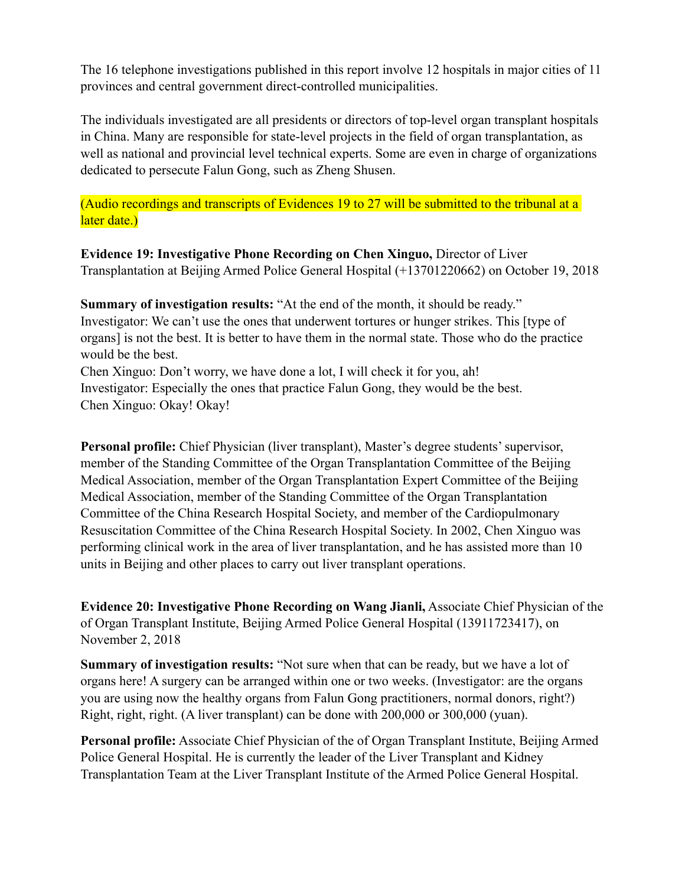The 16 telephone investigations published in this report involve 12 hospitals in major cities of 11 provinces and central government direct-controlled municipalities.

The individuals investigated are all presidents or directors of top-level organ transplant hospitals in China. Many are responsible for state-level projects in the field of organ transplantation, as well as national and provincial level technical experts. Some are even in charge of organizations dedicated to persecute Falun Gong, such as Zheng Shusen.

(Audio recordings and transcripts of Evidences 19 to 27 will be submitted to the tribunal at a later date.)

**Evidence 19: Investigative Phone Recording on Chen Xinguo,** Director of Liver Transplantation at Beijing Armed Police General Hospital (+13701220662) on October 19, 2018

**Summary of investigation results:** "At the end of the month, it should be ready."
Investigator: We can't use the ones that underwent tortures or hunger strikes. This [type of organs] is not the best. It is better to have them in the normal state. Those who do the practice would be the best.
Chen Xinguo: Don't worry, we have done a lot, I will check it for you, ah!
Investigator: Especially the ones that practice Falun Gong, they would be the best.
Chen Xinguo: Okay! Okay!

**Personal profile:** Chief Physician (liver transplant), Master's degree students' supervisor, member of the Standing Committee of the Organ Transplantation Committee of the Beijing Medical Association, member of the Organ Transplantation Expert Committee of the Beijing Medical Association, member of the Standing Committee of the Organ Transplantation Committee of the China Research Hospital Society, and member of the Cardiopulmonary Resuscitation Committee of the China Research Hospital Society. In 2002, Chen Xinguo was performing clinical work in the area of liver transplantation, and he has assisted more than 10 units in Beijing and other places to carry out liver transplant operations.

**Evidence 20: Investigative Phone Recording on Wang Jianli,** Associate Chief Physician of the of Organ Transplant Institute, Beijing Armed Police General Hospital (13911723417), on November 2, 2018

**Summary of investigation results:** "Not sure when that can be ready, but we have a lot of organs here! A surgery can be arranged within one or two weeks. (Investigator: are the organs you are using now the healthy organs from Falun Gong practitioners, normal donors, right?) Right, right, right. (A liver transplant) can be done with 200,000 or 300,000 (yuan).

**Personal profile:** Associate Chief Physician of the of Organ Transplant Institute, Beijing Armed Police General Hospital. He is currently the leader of the Liver Transplant and Kidney Transplantation Team at the Liver Transplant Institute of the Armed Police General Hospital.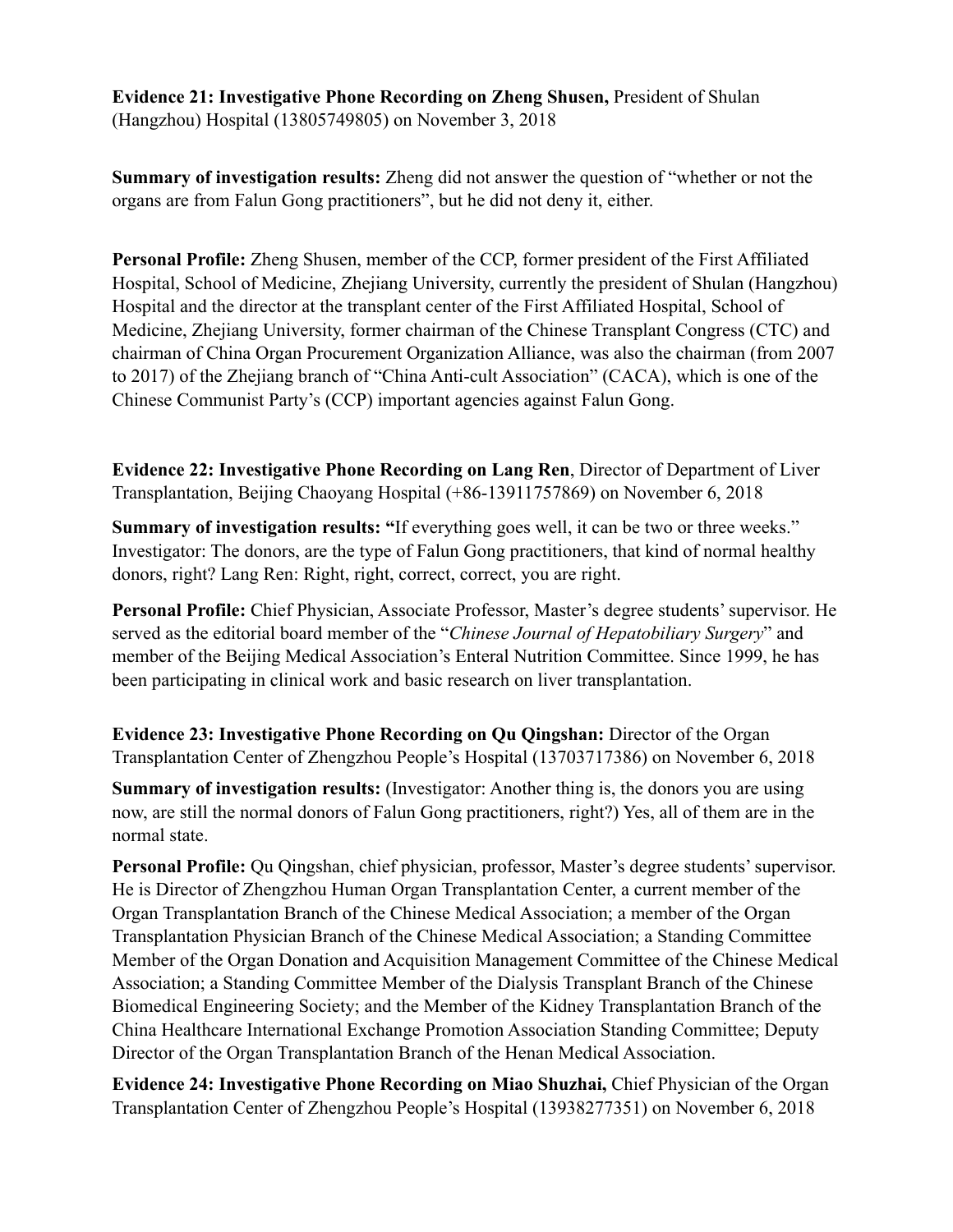**Evidence 21: Investigative Phone Recording on Zheng Shusen,** President of Shulan (Hangzhou) Hospital (13805749805) on November 3, 2018

**Summary of investigation results:** Zheng did not answer the question of "whether or not the organs are from Falun Gong practitioners", but he did not deny it, either.

**Personal Profile:** Zheng Shusen, member of the CCP, former president of the First Affiliated Hospital, School of Medicine, Zhejiang University, currently the president of Shulan (Hangzhou) Hospital and the director at the transplant center of the First Affiliated Hospital, School of Medicine, Zhejiang University, former chairman of the Chinese Transplant Congress (CTC) and chairman of China Organ Procurement Organization Alliance, was also the chairman (from 2007 to 2017) of the Zhejiang branch of "China Anti-cult Association" (CACA), which is one of the Chinese Communist Party's (CCP) important agencies against Falun Gong.

**Evidence 22: Investigative Phone Recording on Lang Ren**, Director of Department of Liver Transplantation, Beijing Chaoyang Hospital (+86-13911757869) on November 6, 2018

**Summary of investigation results: "**If everything goes well, it can be two or three weeks." Investigator: The donors, are the type of Falun Gong practitioners, that kind of normal healthy donors, right? Lang Ren: Right, right, correct, correct, you are right.

**Personal Profile:** Chief Physician, Associate Professor, Master's degree students' supervisor. He served as the editorial board member of the "*Chinese Journal of Hepatobiliary Surgery*" and member of the Beijing Medical Association's Enteral Nutrition Committee. Since 1999, he has been participating in clinical work and basic research on liver transplantation.

**Evidence 23: Investigative Phone Recording on Qu Qingshan:** Director of the Organ Transplantation Center of Zhengzhou People's Hospital (13703717386) on November 6, 2018

**Summary of investigation results:** (Investigator: Another thing is, the donors you are using now, are still the normal donors of Falun Gong practitioners, right?) Yes, all of them are in the normal state.

**Personal Profile:** Qu Qingshan, chief physician, professor, Master's degree students' supervisor. He is Director of Zhengzhou Human Organ Transplantation Center, a current member of the Organ Transplantation Branch of the Chinese Medical Association; a member of the Organ Transplantation Physician Branch of the Chinese Medical Association; a Standing Committee Member of the Organ Donation and Acquisition Management Committee of the Chinese Medical Association; a Standing Committee Member of the Dialysis Transplant Branch of the Chinese Biomedical Engineering Society; and the Member of the Kidney Transplantation Branch of the China Healthcare International Exchange Promotion Association Standing Committee; Deputy Director of the Organ Transplantation Branch of the Henan Medical Association.

**Evidence 24: Investigative Phone Recording on Miao Shuzhai,** Chief Physician of the Organ Transplantation Center of Zhengzhou People's Hospital (13938277351) on November 6, 2018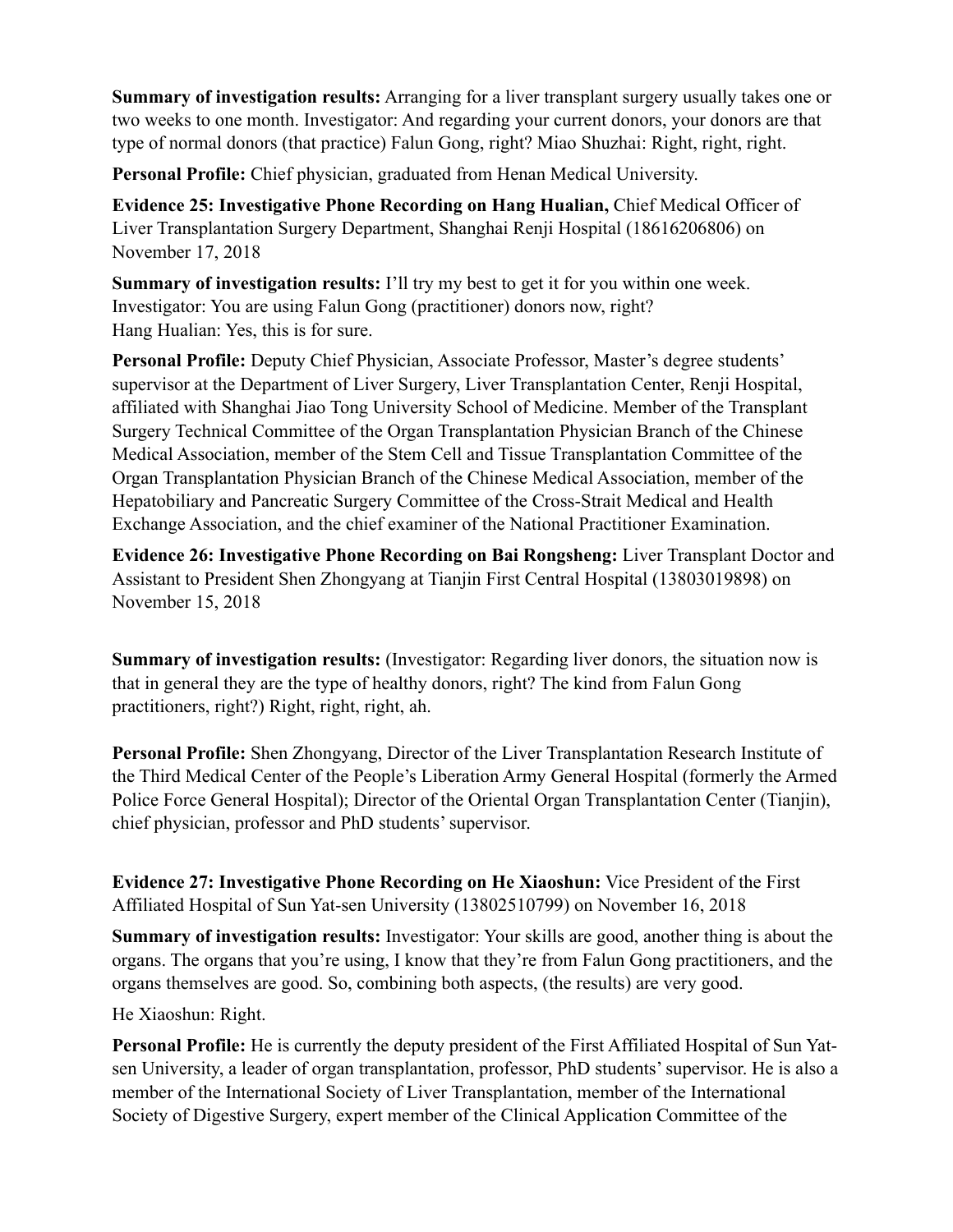**Summary of investigation results:** Arranging for a liver transplant surgery usually takes one or two weeks to one month. Investigator: And regarding your current donors, your donors are that type of normal donors (that practice) Falun Gong, right? Miao Shuzhai: Right, right, right.

**Personal Profile:** Chief physician, graduated from Henan Medical University.

**Evidence 25: Investigative Phone Recording on Hang Hualian,** Chief Medical Officer of Liver Transplantation Surgery Department, Shanghai Renji Hospital (18616206806) on November 17, 2018

**Summary of investigation results:** I'll try my best to get it for you within one week.
Investigator: You are using Falun Gong (practitioner) donors now, right?
Hang Hualian: Yes, this is for sure.

**Personal Profile:** Deputy Chief Physician, Associate Professor, Master's degree students' supervisor at the Department of Liver Surgery, Liver Transplantation Center, Renji Hospital, affiliated with Shanghai Jiao Tong University School of Medicine. Member of the Transplant Surgery Technical Committee of the Organ Transplantation Physician Branch of the Chinese Medical Association, member of the Stem Cell and Tissue Transplantation Committee of the Organ Transplantation Physician Branch of the Chinese Medical Association, member of the Hepatobiliary and Pancreatic Surgery Committee of the Cross-Strait Medical and Health Exchange Association, and the chief examiner of the National Practitioner Examination.

**Evidence 26: Investigative Phone Recording on Bai Rongsheng:** Liver Transplant Doctor and Assistant to President Shen Zhongyang at Tianjin First Central Hospital (13803019898) on November 15, 2018

**Summary of investigation results:** (Investigator: Regarding liver donors, the situation now is that in general they are the type of healthy donors, right? The kind from Falun Gong practitioners, right?) Right, right, right, ah.

**Personal Profile:** Shen Zhongyang, Director of the Liver Transplantation Research Institute of the Third Medical Center of the People's Liberation Army General Hospital (formerly the Armed Police Force General Hospital); Director of the Oriental Organ Transplantation Center (Tianjin), chief physician, professor and PhD students' supervisor.

**Evidence 27: Investigative Phone Recording on He Xiaoshun:** Vice President of the First Affiliated Hospital of Sun Yat-sen University (13802510799) on November 16, 2018

**Summary of investigation results:** Investigator: Your skills are good, another thing is about the organs. The organs that you're using, I know that they're from Falun Gong practitioners, and the organs themselves are good. So, combining both aspects, (the results) are very good.

He Xiaoshun: Right.

**Personal Profile:** He is currently the deputy president of the First Affiliated Hospital of Sun Yat-sen University, a leader of organ transplantation, professor, PhD students' supervisor. He is also a member of the International Society of Liver Transplantation, member of the International Society of Digestive Surgery, expert member of the Clinical Application Committee of the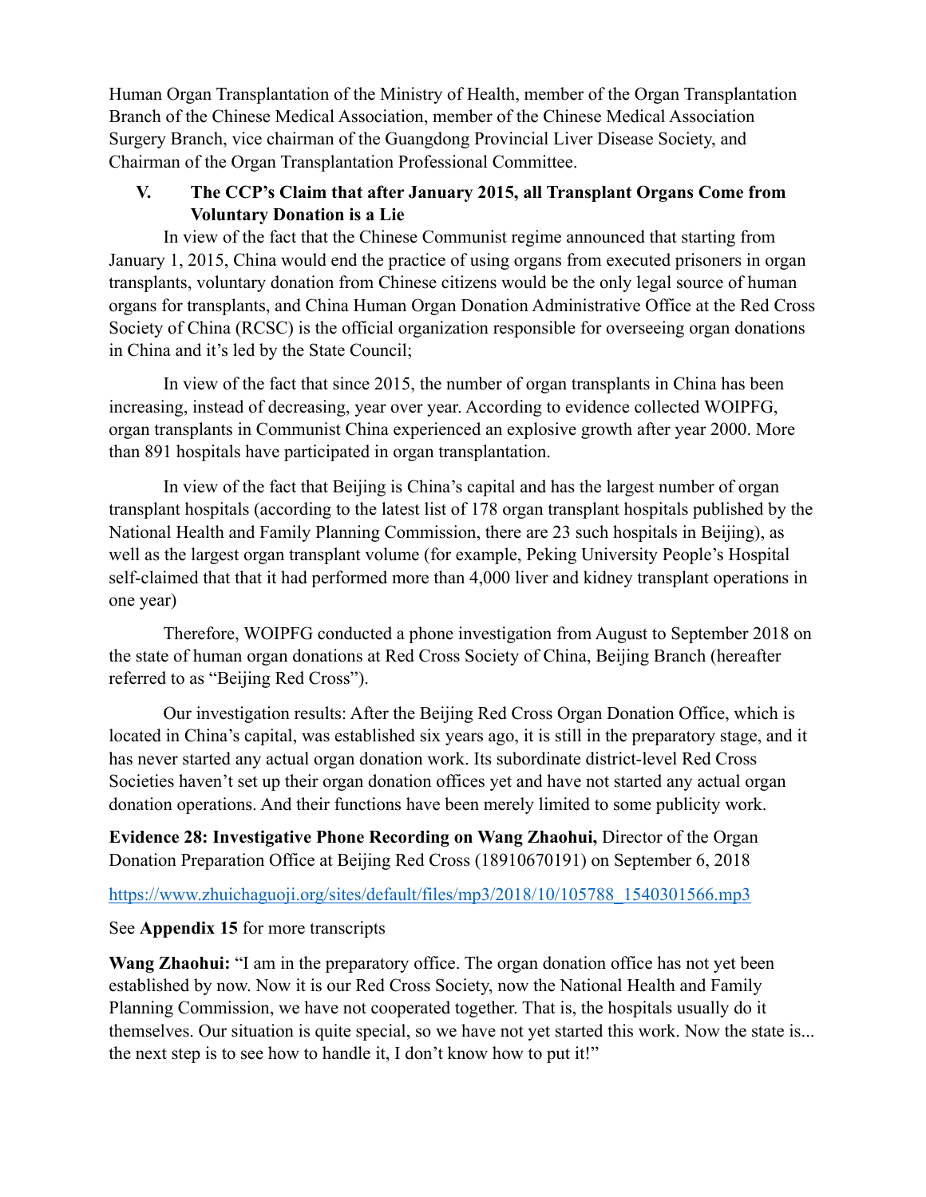Human Organ Transplantation of the Ministry of Health, member of the Organ Transplantation Branch of the Chinese Medical Association, member of the Chinese Medical Association Surgery Branch, vice chairman of the Guangdong Provincial Liver Disease Society, and Chairman of the Organ Transplantation Professional Committee.

## V. The CCP's Claim that after January 2015, all Transplant Organs Come from Voluntary Donation is a Lie

In view of the fact that the Chinese Communist regime announced that starting from January 1, 2015, China would end the practice of using organs from executed prisoners in organ transplants, voluntary donation from Chinese citizens would be the only legal source of human organs for transplants, and China Human Organ Donation Administrative Office at the Red Cross Society of China (RCSC) is the official organization responsible for overseeing organ donations in China and it's led by the State Council;

In view of the fact that since 2015, the number of organ transplants in China has been increasing, instead of decreasing, year over year. According to evidence collected WOIPFG, organ transplants in Communist China experienced an explosive growth after year 2000. More than 891 hospitals have participated in organ transplantation.

In view of the fact that Beijing is China's capital and has the largest number of organ transplant hospitals (according to the latest list of 178 organ transplant hospitals published by the National Health and Family Planning Commission, there are 23 such hospitals in Beijing), as well as the largest organ transplant volume (for example, Peking University People's Hospital self-claimed that that it had performed more than 4,000 liver and kidney transplant operations in one year)

Therefore, WOIPFG conducted a phone investigation from August to September 2018 on the state of human organ donations at Red Cross Society of China, Beijing Branch (hereafter referred to as "Beijing Red Cross").

Our investigation results: After the Beijing Red Cross Organ Donation Office, which is located in China's capital, was established six years ago, it is still in the preparatory stage, and it has never started any actual organ donation work. Its subordinate district-level Red Cross Societies haven't set up their organ donation offices yet and have not started any actual organ donation operations. And their functions have been merely limited to some publicity work.

**Evidence 28: Investigative Phone Recording on Wang Zhaohui,** Director of the Organ Donation Preparation Office at Beijing Red Cross (18910670191) on September 6, 2018

https://www.zhuichaguoji.org/sites/default/files/mp3/2018/10/105788_1540301566.mp3

See **Appendix 15** for more transcripts

**Wang Zhaohui:** "I am in the preparatory office. The organ donation office has not yet been established by now. Now it is our Red Cross Society, now the National Health and Family Planning Commission, we have not cooperated together. That is, the hospitals usually do it themselves. Our situation is quite special, so we have not yet started this work. Now the state is... the next step is to see how to handle it, I don't know how to put it!"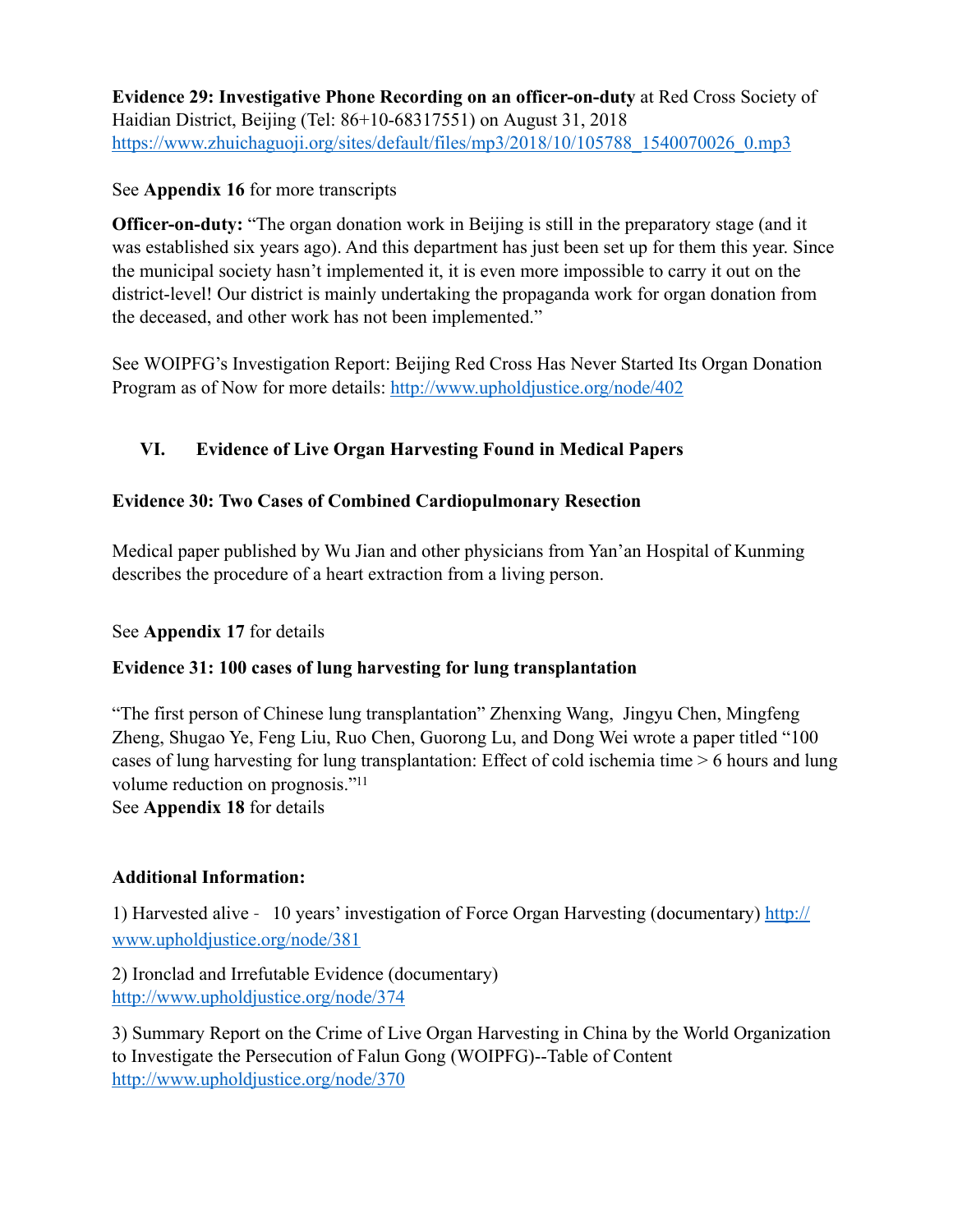**Evidence 29: Investigative Phone Recording on an officer-on-duty** at Red Cross Society of Haidian District, Beijing (Tel: 86+10-68317551) on August 31, 2018 https://www.zhuichaguoji.org/sites/default/files/mp3/2018/10/105788_1540070026_0.mp3

See **Appendix 16** for more transcripts

**Officer-on-duty:** "The organ donation work in Beijing is still in the preparatory stage (and it was established six years ago). And this department has just been set up for them this year. Since the municipal society hasn't implemented it, it is even more impossible to carry it out on the district-level! Our district is mainly undertaking the propaganda work for organ donation from the deceased, and other work has not been implemented."

See WOIPFG's Investigation Report: Beijing Red Cross Has Never Started Its Organ Donation Program as of Now for more details: http://www.upholdjustice.org/node/402

## VI. Evidence of Live Organ Harvesting Found in Medical Papers

**Evidence 30: Two Cases of Combined Cardiopulmonary Resection**

Medical paper published by Wu Jian and other physicians from Yan'an Hospital of Kunming describes the procedure of a heart extraction from a living person.

See **Appendix 17** for details

**Evidence 31: 100 cases of lung harvesting for lung transplantation**

"The first person of Chinese lung transplantation" Zhenxing Wang, Jingyu Chen, Mingfeng Zheng, Shugao Ye, Feng Liu, Ruo Chen, Guorong Lu, and Dong Wei wrote a paper titled "100 cases of lung harvesting for lung transplantation: Effect of cold ischemia time > 6 hours and lung volume reduction on prognosis."[11]

See **Appendix 18** for details

**Additional Information:**

1) Harvested alive - 10 years' investigation of Force Organ Harvesting (documentary) http://www.upholdjustice.org/node/381

2) Ironclad and Irrefutable Evidence (documentary) http://www.upholdjustice.org/node/374

3) Summary Report on the Crime of Live Organ Harvesting in China by the World Organization to Investigate the Persecution of Falun Gong (WOIPFG)--Table of Content http://www.upholdjustice.org/node/370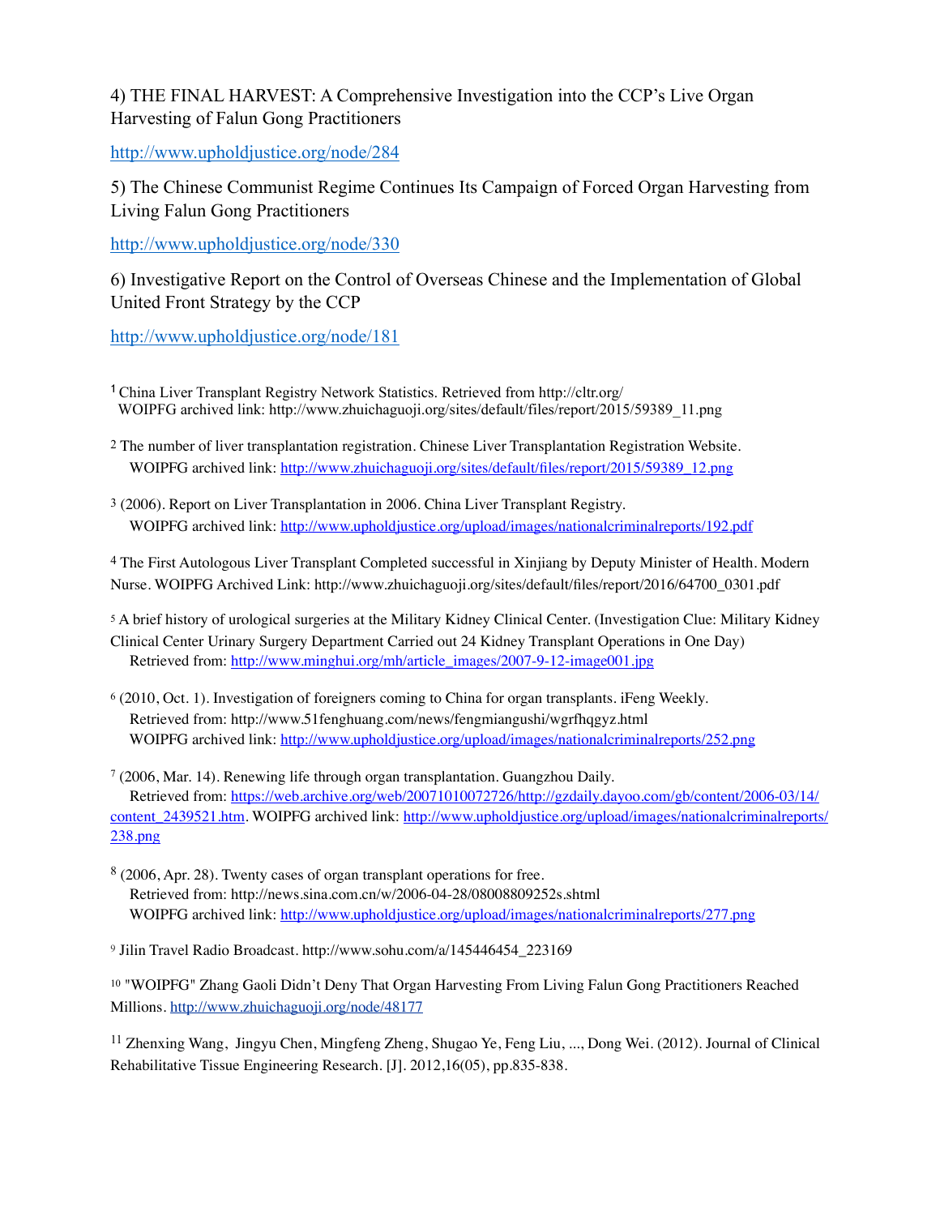4) THE FINAL HARVEST: A Comprehensive Investigation into the CCP's Live Organ Harvesting of Falun Gong Practitioners

http://www.upholdjustice.org/node/284

5) The Chinese Communist Regime Continues Its Campaign of Forced Organ Harvesting from Living Falun Gong Practitioners

http://www.upholdjustice.org/node/330

6) Investigative Report on the Control of Overseas Chinese and the Implementation of Global United Front Strategy by the CCP

http://www.upholdjustice.org/node/181

[1] China Liver Transplant Registry Network Statistics. Retrieved from http://cltr.org/
WOIPFG archived link: http://www.zhuichaguoji.org/sites/default/files/report/2015/59389_11.png

[2] The number of liver transplantation registration. Chinese Liver Transplantation Registration Website.
WOIPFG archived link: http://www.zhuichaguoji.org/sites/default/files/report/2015/59389_12.png

[3] (2006). Report on Liver Transplantation in 2006. China Liver Transplant Registry.
WOIPFG archived link: http://www.upholdjustice.org/upload/images/nationalcriminalreports/192.pdf

[4] The First Autologous Liver Transplant Completed successful in Xinjiang by Deputy Minister of Health. Modern Nurse. WOIPFG Archived Link: http://www.zhuichaguoji.org/sites/default/files/report/2016/64700_0301.pdf

[5] A brief history of urological surgeries at the Military Kidney Clinical Center. (Investigation Clue: Military Kidney Clinical Center Urinary Surgery Department Carried out 24 Kidney Transplant Operations in One Day)
Retrieved from: http://www.minghui.org/mh/article_images/2007-9-12-image001.jpg

[6] (2010, Oct. 1). Investigation of foreigners coming to China for organ transplants. iFeng Weekly.
Retrieved from: http://www.51fenghuang.com/news/fengmiangushi/wgrfhqgyz.html
WOIPFG archived link: http://www.upholdjustice.org/upload/images/nationalcriminalreports/252.png

[7] (2006, Mar. 14). Renewing life through organ transplantation. Guangzhou Daily.
Retrieved from: https://web.archive.org/web/20071010072726/http://gzdaily.dayoo.com/gb/content/2006-03/14/content_2439521.htm. WOIPFG archived link: http://www.upholdjustice.org/upload/images/nationalcriminalreports/238.png

[8] (2006, Apr. 28). Twenty cases of organ transplant operations for free.
Retrieved from: http://news.sina.com.cn/w/2006-04-28/08008809252s.shtml
WOIPFG archived link: http://www.upholdjustice.org/upload/images/nationalcriminalreports/277.png

[9] Jilin Travel Radio Broadcast. http://www.sohu.com/a/145446454_223169

[10] "WOIPFG" Zhang Gaoli Didn't Deny That Organ Harvesting From Living Falun Gong Practitioners Reached Millions. http://www.zhuichaguoji.org/node/48177

[11] Zhenxing Wang, Jingyu Chen, Mingfeng Zheng, Shugao Ye, Feng Liu, ..., Dong Wei. (2012). Journal of Clinical Rehabilitative Tissue Engineering Research. [J]. 2012,16(05), pp.835-838.